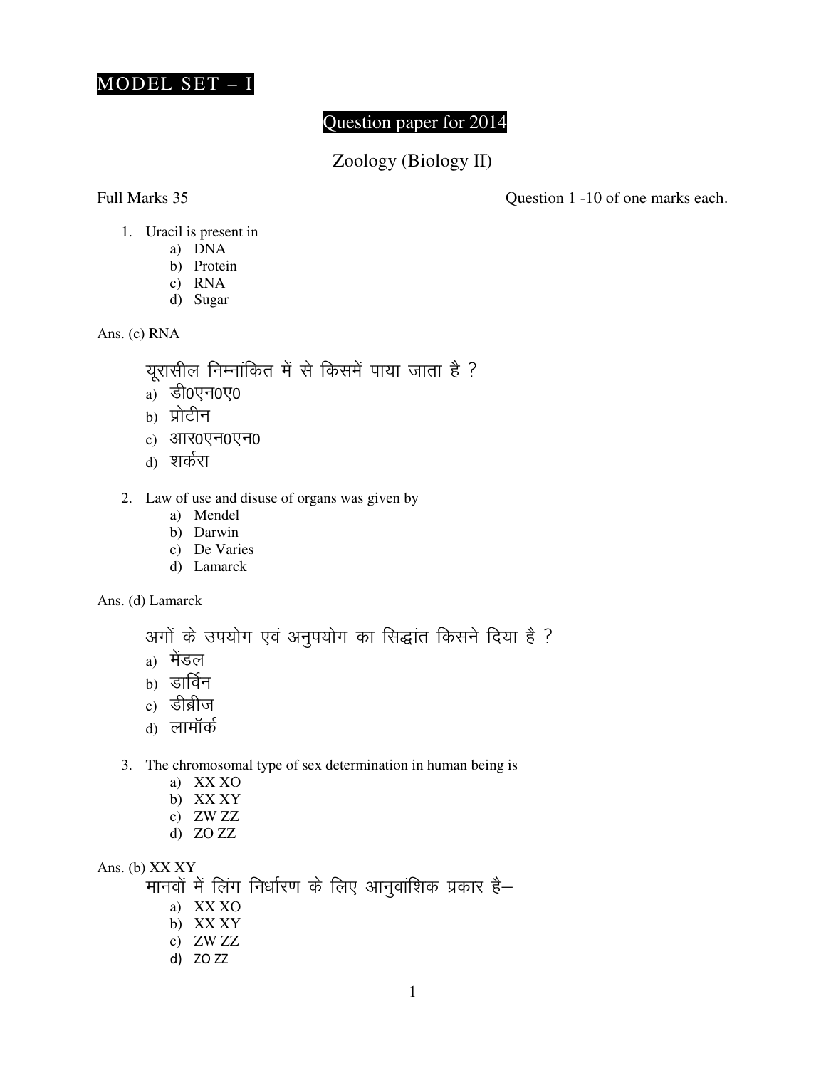MODEL SET – I

## Question paper for 2014

## Zoology (Biology II)

Full Marks 35 — Question 1 -10 of one marks each.

1. Uracil is present in
   - a) DNA
   - b) Protein
   - c) RNA
   - d) Sugar

Ans. (c) RNA

यूरासील निम्नांकित में से किसमें पाया जाता है ?
- a) डी0एन0ए0
- b) प्रोटीन
- c) आर0एन0एन0
- d) शर्करा

2. Law of use and disuse of organs was given by
   - a) Mendel
   - b) Darwin
   - c) De Varies
   - d) Lamarck

Ans. (d) Lamarck

अगों के उपयोग एवं अनुपयोग का सिद्धांत किसने दिया है ?
- a) मेंडल
- b) डार्विन
- c) डीब्रीज
- d) लामॉर्क

3. The chromosomal type of sex determination in human being is
   - a) XX XO
   - b) XX XY
   - c) ZW ZZ
   - d) ZO ZZ

Ans. (b) XX XY

मानवों में लिंग निर्धारण के लिए आनुवांशिक प्रकार है–
- a) XX XO
- b) XX XY
- c) ZW ZZ
- d) ZO ZZ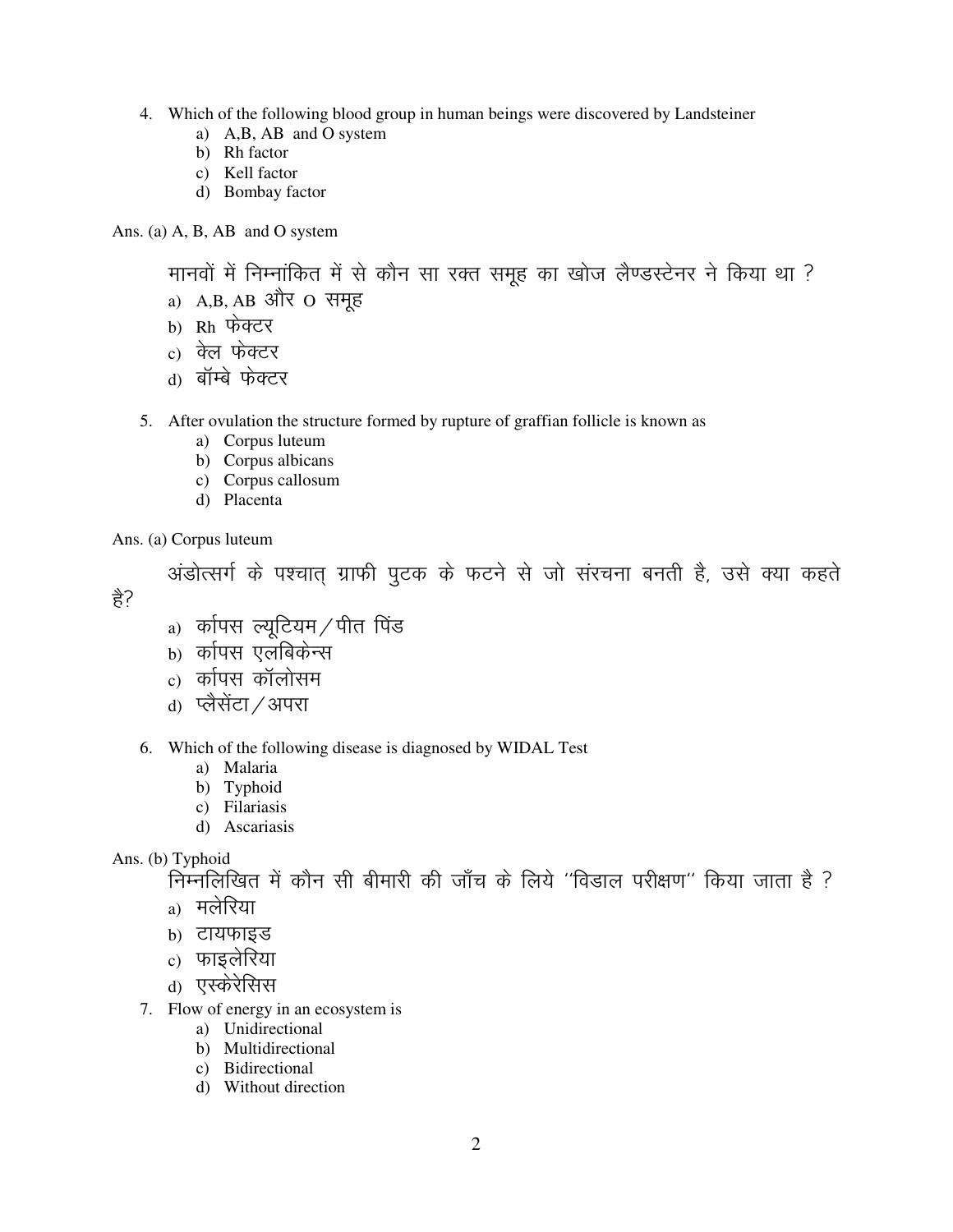4. Which of the following blood group in human beings were discovered by Landsteiner
    a) A,B, AB and O system
    b) Rh factor
    c) Kell factor
    d) Bombay factor

Ans. (a) A, B, AB and O system

मानवों में निम्नांकित में से कौन सा रक्त समूह का खोज लैण्डस्टेनर ने किया था ?
- a) A,B, AB और O समूह
- b) Rh फेक्टर
- c) केल फेक्टर
- d) बॉम्बे फेक्टर

5. After ovulation the structure formed by rupture of graffian follicle is known as
    a) Corpus luteum
    b) Corpus albicans
    c) Corpus callosum
    d) Placenta

Ans. (a) Corpus luteum

अंडोत्सर्ग के पश्चात् ग्राफी पुटक के फटने से जो संरचना बनती है, उसे क्या कहते है?
- a) कॉपस ल्यूटियम/पीत पिंड
- b) कॉपस एलबिकेन्स
- c) कॉपस कॉलोसम
- d) प्लैसेंटा/अपरा

6. Which of the following disease is diagnosed by WIDAL Test
    a) Malaria
    b) Typhoid
    c) Filariasis
    d) Ascariasis

Ans. (b) Typhoid

निम्नलिखित में कौन सी बीमारी की जाँच के लिये ''विडाल परीक्षण'' किया जाता है ?
- a) मलेरिया
- b) टायफाइड
- c) फाइलेरिया
- d) एस्केरेसिस

7. Flow of energy in an ecosystem is
    a) Unidirectional
    b) Multidirectional
    c) Bidirectional
    d) Without direction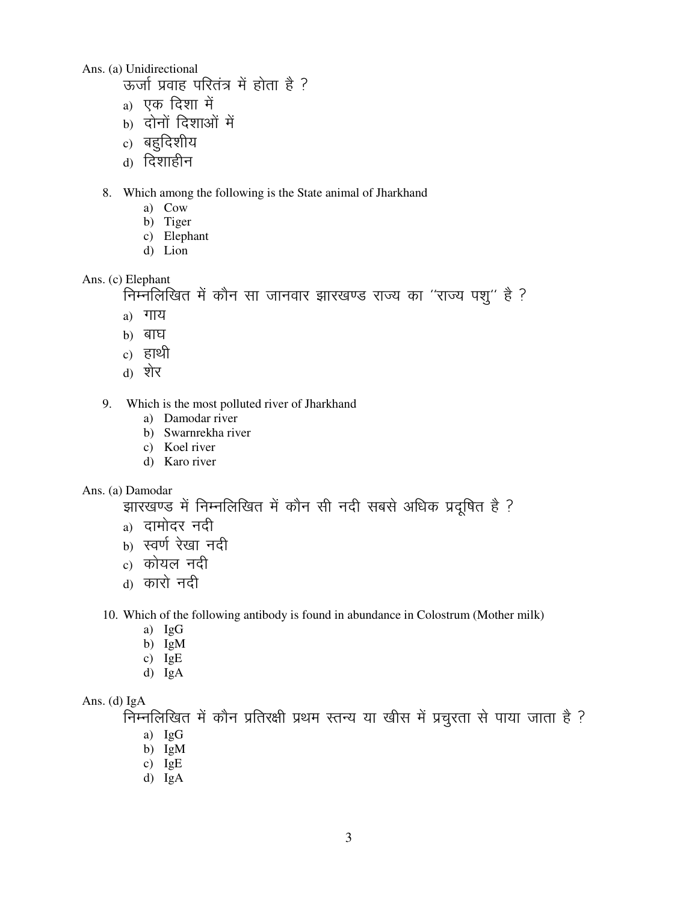Ans. (a) Unidirectional

ऊर्जा प्रवाह परितंत्र में होता है ?

a) एक दिशा में
b) दोनों दिशाओं में
c) बहुदिशीय
d) दिशाहीन

8. Which among the following is the State animal of Jharkhand
    a) Cow
    b) Tiger
    c) Elephant
    d) Lion

Ans. (c) Elephant

निम्नलिखित में कौन सा जानवार झारखण्ड राज्य का ''राज्य पशु'' है ?

a) गाय
b) बाघ
c) हाथी
d) शेर

9. Which is the most polluted river of Jharkhand
    a) Damodar river
    b) Swarnrekha river
    c) Koel river
    d) Karo river

Ans. (a) Damodar

झारखण्ड में निम्नलिखित में कौन सी नदी सबसे अधिक प्रदूषित है ?

a) दामोदर नदी
b) स्वर्ण रेखा नदी
c) कोयल नदी
d) कारो नदी

10. Which of the following antibody is found in abundance in Colostrum (Mother milk)
    a) IgG
    b) IgM
    c) IgE
    d) IgA

Ans. (d) IgA

निम्नलिखित में कौन प्रतिरक्षी प्रथम स्तन्य या खीस में प्रचुरता से पाया जाता है ?

a) IgG
b) IgM
c) IgE
d) IgA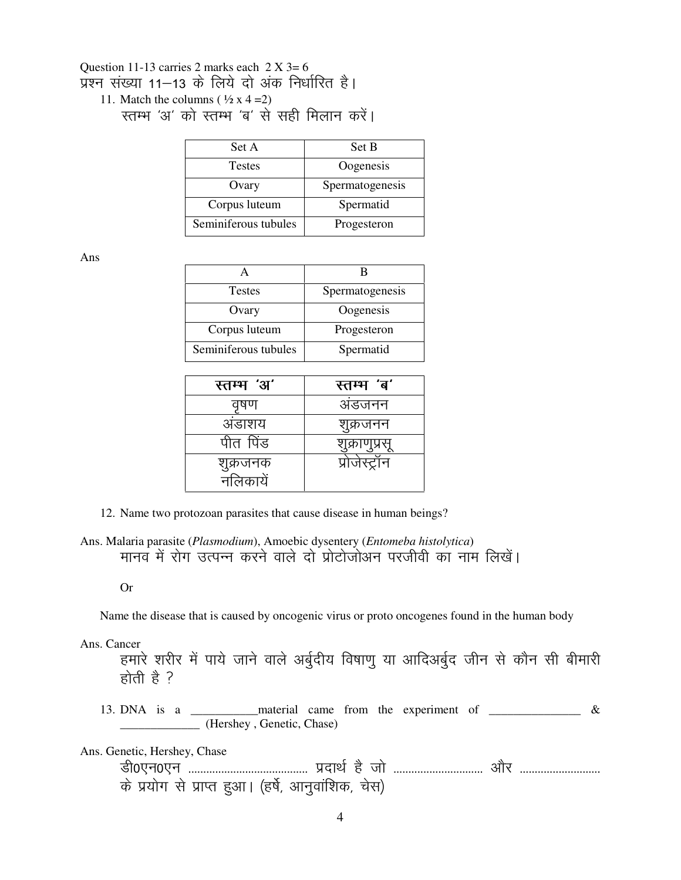Question 11-13 carries 2 marks each 2 X 3= 6

प्रश्न संख्या 11–13 के लिये दो अंक निर्धारित है।

11. Match the columns ( ½ x 4 =2)

    स्तम्भ 'अ' को स्तम्भ 'ब' से सही मिलान करें।

| Set A | Set B |
|---|---|
| Testes | Oogenesis |
| Ovary | Spermatogenesis |
| Corpus luteum | Spermatid |
| Seminiferous tubules | Progesteron |

Ans

| A | B |
|---|---|
| Testes | Spermatogenesis |
| Ovary | Oogenesis |
| Corpus luteum | Progesteron |
| Seminiferous tubules | Spermatid |

| स्तम्भ 'अ' | स्तम्भ 'ब' |
|---|---|
| वृषण | अंडजनन |
| अंडाशय | शुक्रजनन |
| पीत पिंड | शुक्राणुप्रसू |
| शुक्रजनक नलिकायें | प्रोजेस्ट्रॉन |

12. Name two protozoan parasites that cause disease in human beings?

Ans. Malaria parasite (*Plasmodium*), Amoebic dysentery (*Entomeba histolytica*)

मानव में रोग उत्पन्न करने वाले दो प्रोटोजोअन परजीवी का नाम लिखें।

Or

Name the disease that is caused by oncogenic virus or proto oncogenes found in the human body

Ans. Cancer

हमारे शरीर में पाये जाने वाले अर्बुदीय विषाणु या आदिअर्बुद जीन से कौन सी बीमारी होती है ?

13. DNA is a ___________material came from the experiment of _______________ & _____________ (Hershey , Genetic, Chase)

Ans. Genetic, Hershey, Chase

डी0एन0एन ....................................... प्रदार्थ है जो ............................. और .......................... के प्रयोग से प्राप्त हुआ। (हर्षे, आनुवांशिक, चेस)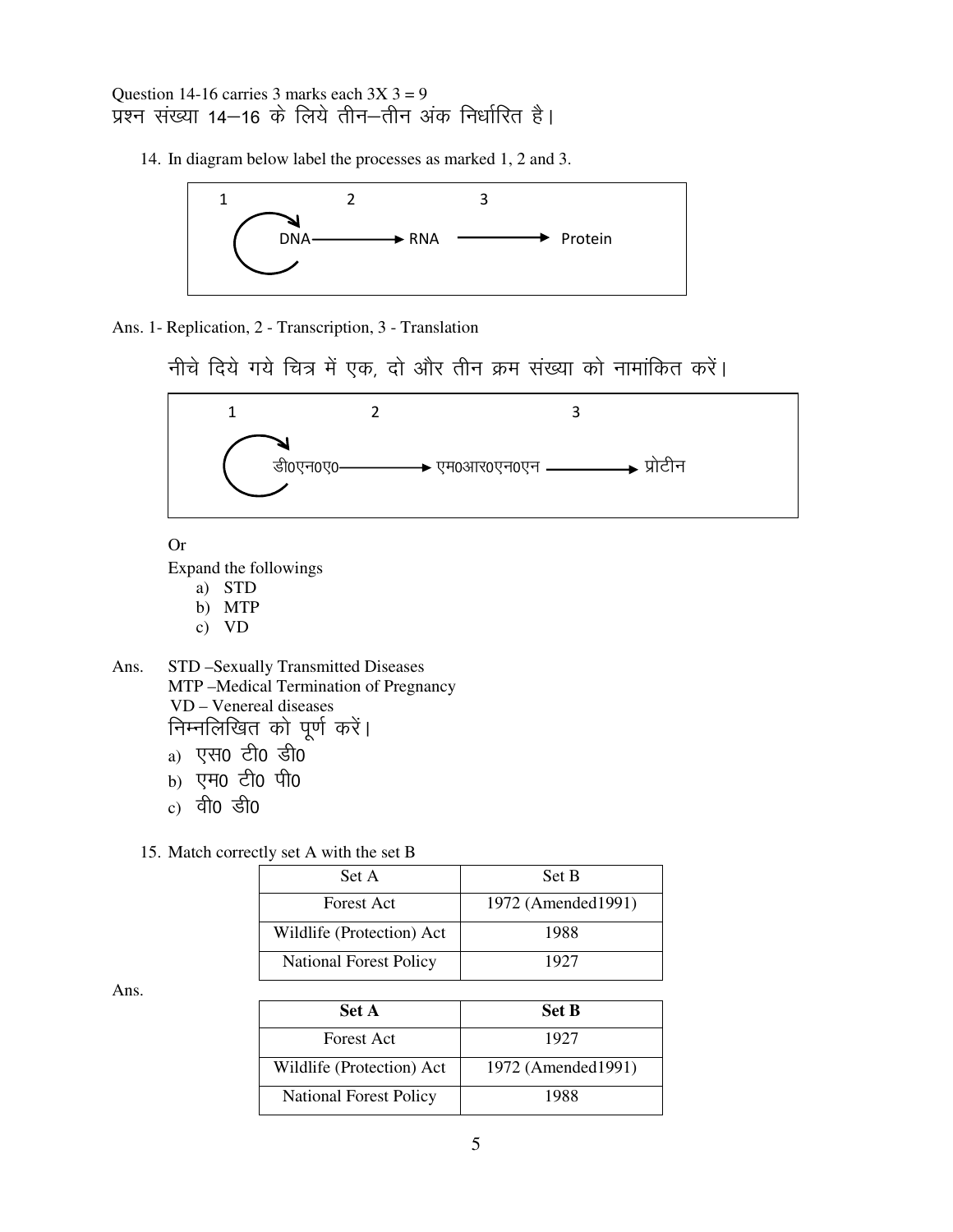Question 14-16 carries 3 marks each 3X 3 = 9
प्रश्न संख्या 14–16 के लिये तीन–तीन अंक निर्धारित है।

14. In diagram below label the processes as marked 1, 2 and 3.

```
1              2                  3
 ↻ DNA ──────────→ RNA ──────────→ Protein
```

Ans. 1- Replication, 2 - Transcription, 3 - Translation

नीचे दिये गये चित्र में एक, दो और तीन क्रम संख्या को नामांकित करें।

```
1              2                          3
 ↻ डी0एन0ए0 ──────────→ एम0आर0एन0एन ──────────→ प्रोटीन
```

Or

Expand the followings

a) STD
b) MTP
c) VD

Ans. STD –Sexually Transmitted Diseases
MTP –Medical Termination of Pregnancy
VD – Venereal diseases

निम्नलिखित को पूर्ण करें।

a) एस0 टी0 डी0
b) एम0 टी0 पी0
c) वी0 डी0

15. Match correctly set A with the set B

| Set A | Set B |
|---|---|
| Forest Act | 1972 (Amended1991) |
| Wildlife (Protection) Act | 1988 |
| National Forest Policy | 1927 |

Ans.

| **Set A** | **Set B** |
|---|---|
| Forest Act | 1927 |
| Wildlife (Protection) Act | 1972 (Amended1991) |
| National Forest Policy | 1988 |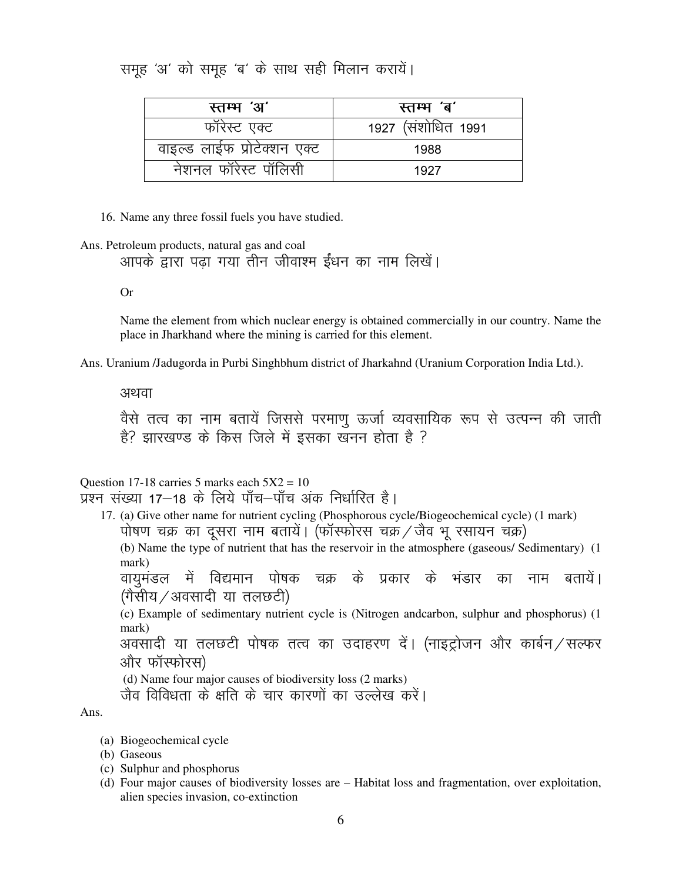समूह 'अ' को समूह 'ब' के साथ सही मिलान करायें।

| स्तम्भ 'अ' | स्तम्भ 'ब' |
|---|---|
| फॉरेस्ट एक्ट | 1927 (संशोधित 1991 |
| वाइल्ड लाईफ प्रोटेक्शन एक्ट | 1988 |
| नेशनल फॉरेस्ट पॉलिसी | 1927 |

16. Name any three fossil fuels you have studied.

Ans. Petroleum products, natural gas and coal

आपके द्वारा पढ़ा गया तीन जीवाश्म ईंधन का नाम लिखें।

Or

Name the element from which nuclear energy is obtained commercially in our country. Name the place in Jharkhand where the mining is carried for this element.

Ans. Uranium /Jadugorda in Purbi Singhbhum district of Jharkahnd (Uranium Corporation India Ltd.).

अथवा

वैसे तत्व का नाम बतायें जिससे परमाणु ऊर्जा व्यवसायिक रूप से उत्पन्न की जाती है? झारखण्ड के किस जिले में इसका खनन होता है ?

Question 17-18 carries 5 marks each 5X2 = 10

प्रश्न संख्या 17–18 के लिये पाँच–पाँच अंक निर्धारित है।

17. (a) Give other name for nutrient cycling (Phosphorous cycle/Biogeochemical cycle) (1 mark)

पोषण चक्र का दूसरा नाम बतायें। (फॉस्फोरस चक्र / जैव भू रसायन चक्र)

(b) Name the type of nutrient that has the reservoir in the atmosphere (gaseous/ Sedimentary) (1 mark)

वायुमंडल में विद्यमान पोषक चक्र के प्रकार के भंडार का नाम बतायें। (गैसीय / अवसादी या तलछटी)

(c) Example of sedimentary nutrient cycle is (Nitrogen andcarbon, sulphur and phosphorus) (1 mark)

अवसादी या तलछटी पोषक तत्व का उदाहरण दें। (नाइट्रोजन और कार्बन / सल्फर और फॉस्फोरस)

(d) Name four major causes of biodiversity loss (2 marks)

जैव विविधता के क्षति के चार कारणों का उल्लेख करें।

Ans.

(a) Biogeochemical cycle
(b) Gaseous
(c) Sulphur and phosphorus
(d) Four major causes of biodiversity losses are – Habitat loss and fragmentation, over exploitation, alien species invasion, co-extinction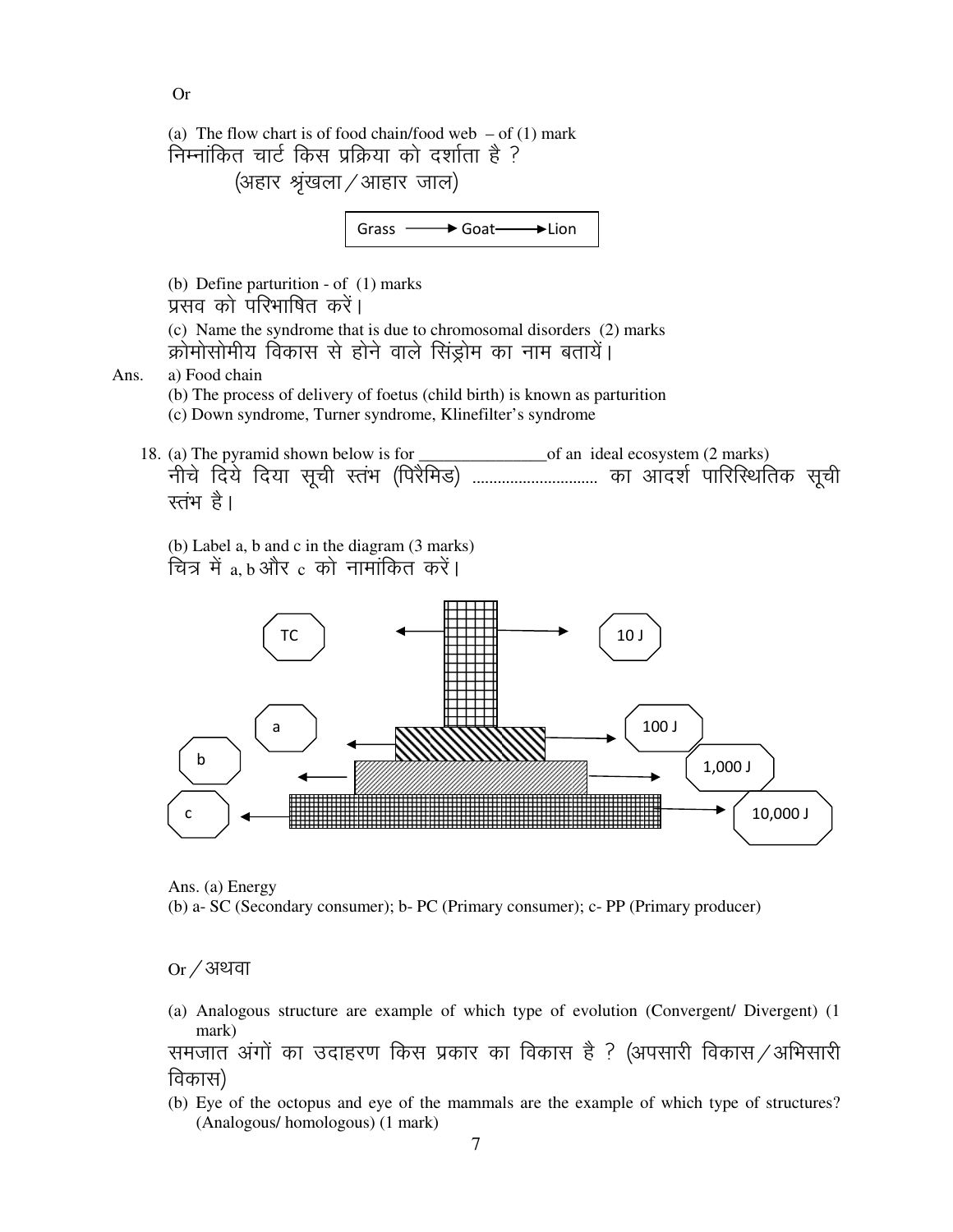Or

(a) The flow chart is of food chain/food web – of (1) mark
निम्नांकित चार्ट किस प्रक्रिया को दर्शाता है ?
(अहार श्रृंखला / आहार जाल)

Grass ⟶ Goat ⟶ Lion

(b) Define parturition - of (1) marks
प्रसव को परिभाषित करें।

(c) Name the syndrome that is due to chromosomal disorders (2) marks
क्रोमोसोमीय विकास से होने वाले सिंड्रोम का नाम बतायें।

Ans. a) Food chain
(b) The process of delivery of foetus (child birth) is known as parturition
(c) Down syndrome, Turner syndrome, Klinefilter's syndrome

18. (a) The pyramid shown below is for _______________of an ideal ecosystem (2 marks)
नीचे दिये दिया सूची स्तंभ (पिरैमिड) ............................ का आदर्श पारिस्थितिक सूची स्तंभ है।

(b) Label a, b and c in the diagram (3 marks)
चित्र में a, b और c को नामांकित करें।

TC ⟵ ⟶ 10 J
a ⟵ ⟶ 100 J
b ⟵ ⟶ 1,000 J
c ⟵ ⟶ 10,000 J

Ans. (a) Energy
(b) a- SC (Secondary consumer); b- PC (Primary consumer); c- PP (Primary producer)

Or / अथवा

(a) Analogous structure are example of which type of evolution (Convergent/ Divergent) (1 mark)
समजात अंगों का उदाहरण किस प्रकार का विकास है ? (अपसारी विकास / अभिसारी विकास)

(b) Eye of the octopus and eye of the mammals are the example of which type of structures? (Analogous/ homologous) (1 mark)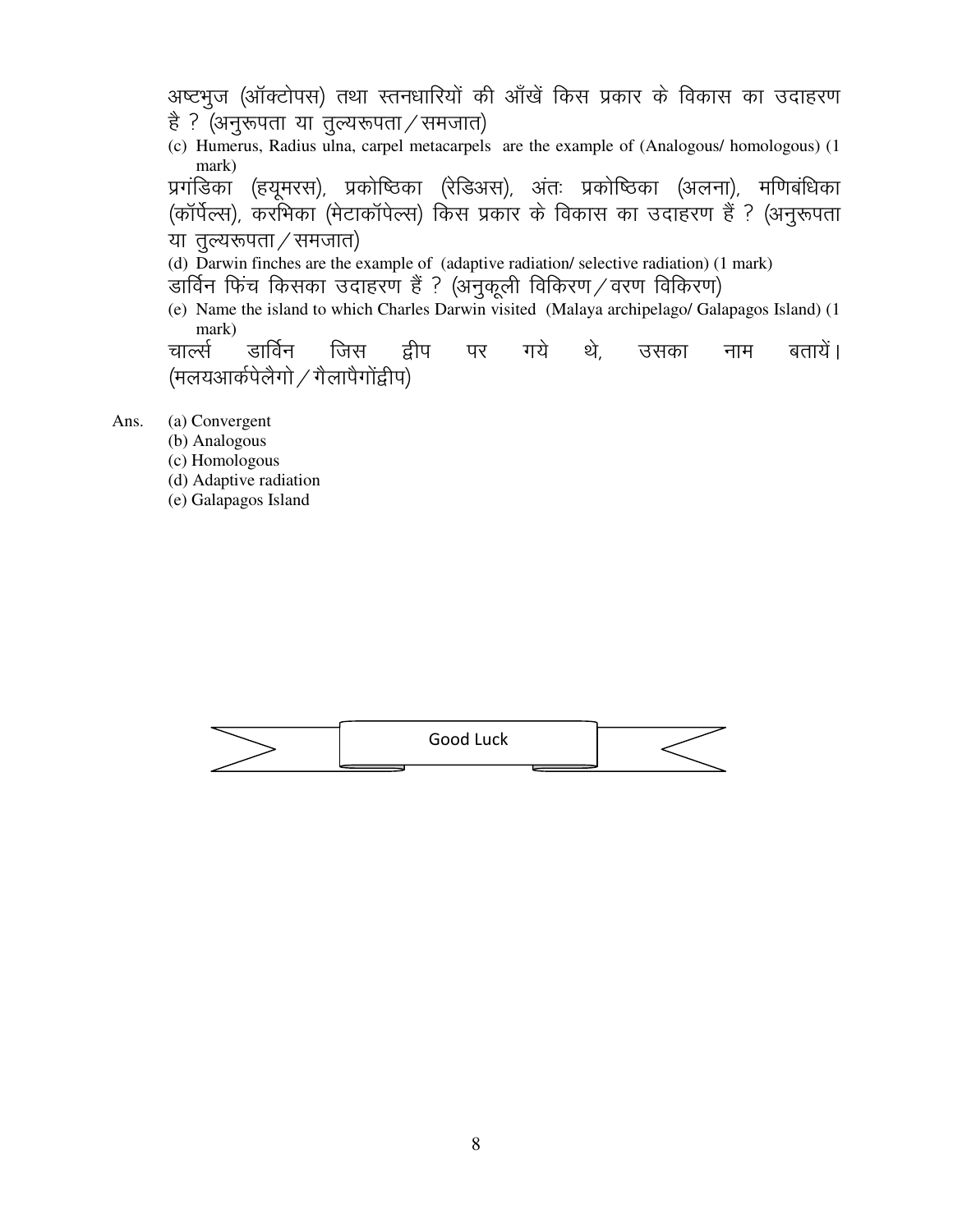अष्टभुज (ऑक्टोपस) तथा स्तनधारियों की आँखें किस प्रकार के विकास का उदाहरण है ? (अनुरूपता या तुल्यरूपता / समजात)

(c) Humerus, Radius ulna, carpel metacarpels are the example of (Analogous/ homologous) (1 mark)

प्रगंडिका (हयूमरस), प्रकोष्ठिका (रेडिअस), अंतः प्रकोष्ठिका (अलना), मणिबंधिका (कॉर्पेल्स), करभिका (मेटाकॉपेल्स) किस प्रकार के विकास का उदाहरण हैं ? (अनुरूपता या तुल्यरूपता / समजात)

(d) Darwin finches are the example of (adaptive radiation/ selective radiation) (1 mark)

डार्विन फिंच किसका उदाहरण हैं ? (अनुकूली विकिरण / वरण विकिरण)

(e) Name the island to which Charles Darwin visited (Malaya archipelago/ Galapagos Island) (1 mark)

चार्ल्स डार्विन जिस द्वीप पर गये थे, उसका नाम बतायें। (मलयआर्कपेलैगो / गैलापैगोंद्वीप)

Ans.
(a) Convergent
(b) Analogous
(c) Homologous
(d) Adaptive radiation
(e) Galapagos Island

Good Luck